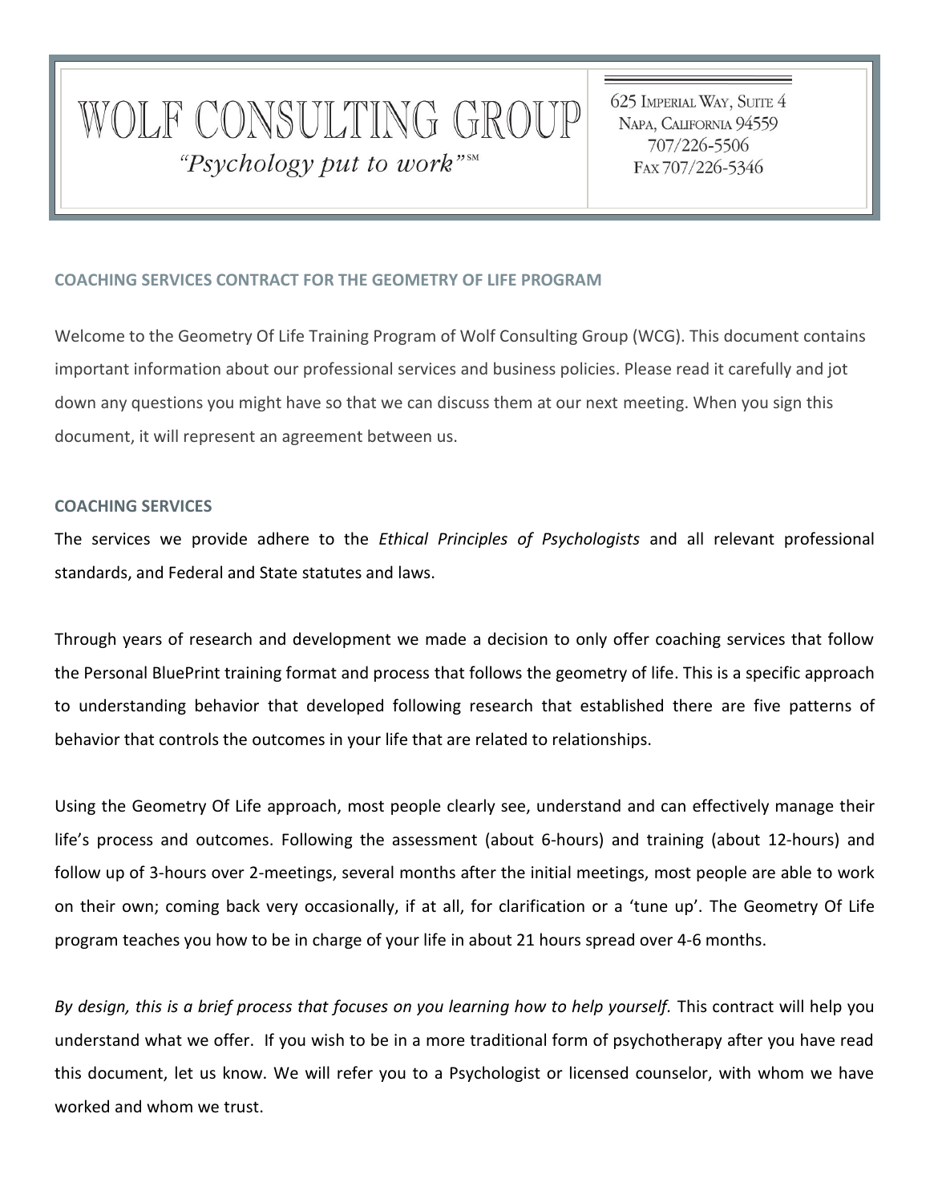# WOLF CONSULTING GROUP

*"Psychology put to work"*℠

625 Imperial Way, Suite 4
Napa, California 94559
707/226-5506
Fax 707/226-5346

## COACHING SERVICES CONTRACT FOR THE GEOMETRY OF LIFE PROGRAM

Welcome to the Geometry Of Life Training Program of Wolf Consulting Group (WCG). This document contains important information about our professional services and business policies. Please read it carefully and jot down any questions you might have so that we can discuss them at our next meeting. When you sign this document, it will represent an agreement between us.

## COACHING SERVICES

The services we provide adhere to the *Ethical Principles of Psychologists* and all relevant professional standards, and Federal and State statutes and laws.

Through years of research and development we made a decision to only offer coaching services that follow the Personal BluePrint training format and process that follows the geometry of life. This is a specific approach to understanding behavior that developed following research that established there are five patterns of behavior that controls the outcomes in your life that are related to relationships.

Using the Geometry Of Life approach, most people clearly see, understand and can effectively manage their life's process and outcomes. Following the assessment (about 6-hours) and training (about 12-hours) and follow up of 3-hours over 2-meetings, several months after the initial meetings, most people are able to work on their own; coming back very occasionally, if at all, for clarification or a 'tune up'. The Geometry Of Life program teaches you how to be in charge of your life in about 21 hours spread over 4-6 months.

*By design, this is a brief process that focuses on you learning how to help yourself.* This contract will help you understand what we offer. If you wish to be in a more traditional form of psychotherapy after you have read this document, let us know. We will refer you to a Psychologist or licensed counselor, with whom we have worked and whom we trust.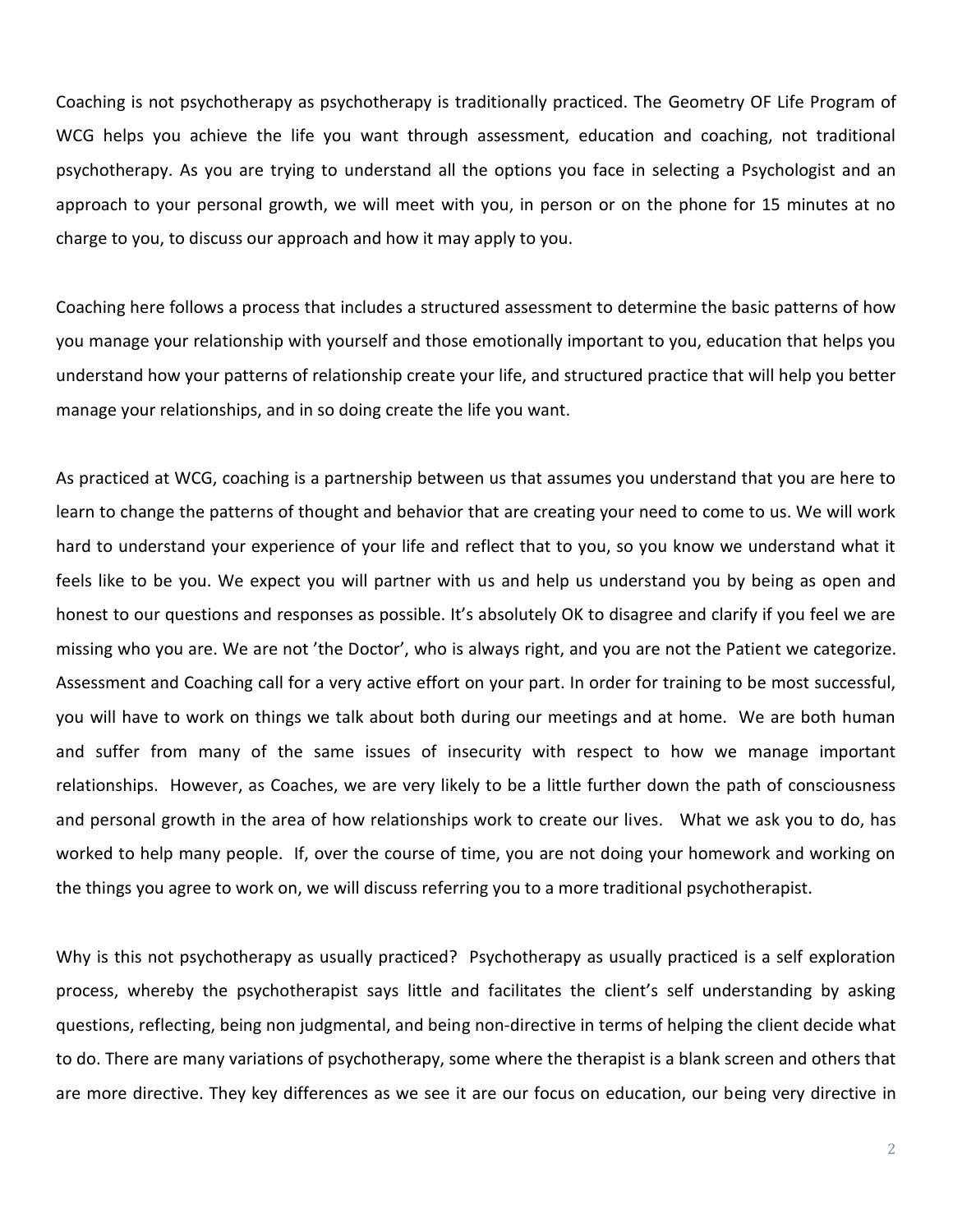Coaching is not psychotherapy as psychotherapy is traditionally practiced. The Geometry OF Life Program of WCG helps you achieve the life you want through assessment, education and coaching, not traditional psychotherapy. As you are trying to understand all the options you face in selecting a Psychologist and an approach to your personal growth, we will meet with you, in person or on the phone for 15 minutes at no charge to you, to discuss our approach and how it may apply to you.

Coaching here follows a process that includes a structured assessment to determine the basic patterns of how you manage your relationship with yourself and those emotionally important to you, education that helps you understand how your patterns of relationship create your life, and structured practice that will help you better manage your relationships, and in so doing create the life you want.

As practiced at WCG, coaching is a partnership between us that assumes you understand that you are here to learn to change the patterns of thought and behavior that are creating your need to come to us. We will work hard to understand your experience of your life and reflect that to you, so you know we understand what it feels like to be you. We expect you will partner with us and help us understand you by being as open and honest to our questions and responses as possible. It's absolutely OK to disagree and clarify if you feel we are missing who you are. We are not 'the Doctor', who is always right, and you are not the Patient we categorize. Assessment and Coaching call for a very active effort on your part. In order for training to be most successful, you will have to work on things we talk about both during our meetings and at home. We are both human and suffer from many of the same issues of insecurity with respect to how we manage important relationships. However, as Coaches, we are very likely to be a little further down the path of consciousness and personal growth in the area of how relationships work to create our lives. What we ask you to do, has worked to help many people. If, over the course of time, you are not doing your homework and working on the things you agree to work on, we will discuss referring you to a more traditional psychotherapist.

Why is this not psychotherapy as usually practiced? Psychotherapy as usually practiced is a self exploration process, whereby the psychotherapist says little and facilitates the client's self understanding by asking questions, reflecting, being non judgmental, and being non-directive in terms of helping the client decide what to do. There are many variations of psychotherapy, some where the therapist is a blank screen and others that are more directive. They key differences as we see it are our focus on education, our being very directive in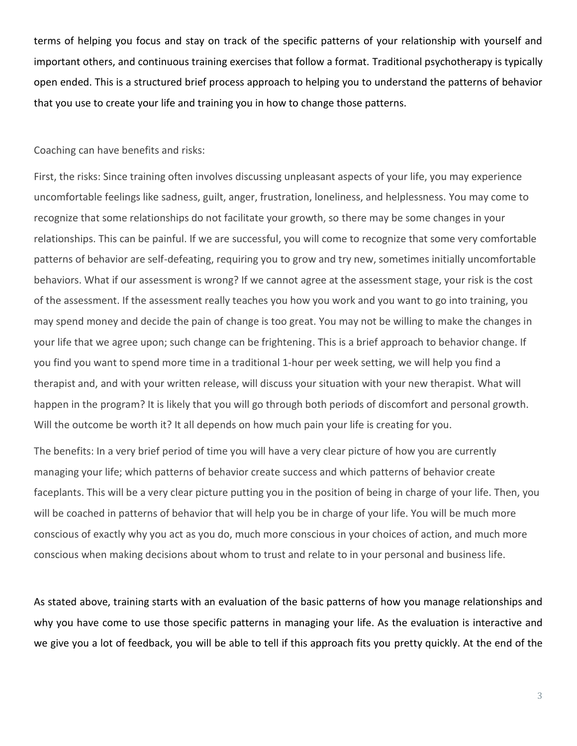terms of helping you focus and stay on track of the specific patterns of your relationship with yourself and important others, and continuous training exercises that follow a format. Traditional psychotherapy is typically open ended. This is a structured brief process approach to helping you to understand the patterns of behavior that you use to create your life and training you in how to change those patterns.

Coaching can have benefits and risks:

First, the risks: Since training often involves discussing unpleasant aspects of your life, you may experience uncomfortable feelings like sadness, guilt, anger, frustration, loneliness, and helplessness. You may come to recognize that some relationships do not facilitate your growth, so there may be some changes in your relationships. This can be painful. If we are successful, you will come to recognize that some very comfortable patterns of behavior are self-defeating, requiring you to grow and try new, sometimes initially uncomfortable behaviors. What if our assessment is wrong? If we cannot agree at the assessment stage, your risk is the cost of the assessment. If the assessment really teaches you how you work and you want to go into training, you may spend money and decide the pain of change is too great. You may not be willing to make the changes in your life that we agree upon; such change can be frightening. This is a brief approach to behavior change. If you find you want to spend more time in a traditional 1-hour per week setting, we will help you find a therapist and, and with your written release, will discuss your situation with your new therapist. What will happen in the program? It is likely that you will go through both periods of discomfort and personal growth. Will the outcome be worth it? It all depends on how much pain your life is creating for you.

The benefits: In a very brief period of time you will have a very clear picture of how you are currently managing your life; which patterns of behavior create success and which patterns of behavior create faceplants. This will be a very clear picture putting you in the position of being in charge of your life. Then, you will be coached in patterns of behavior that will help you be in charge of your life. You will be much more conscious of exactly why you act as you do, much more conscious in your choices of action, and much more conscious when making decisions about whom to trust and relate to in your personal and business life.

As stated above, training starts with an evaluation of the basic patterns of how you manage relationships and why you have come to use those specific patterns in managing your life. As the evaluation is interactive and we give you a lot of feedback, you will be able to tell if this approach fits you pretty quickly. At the end of the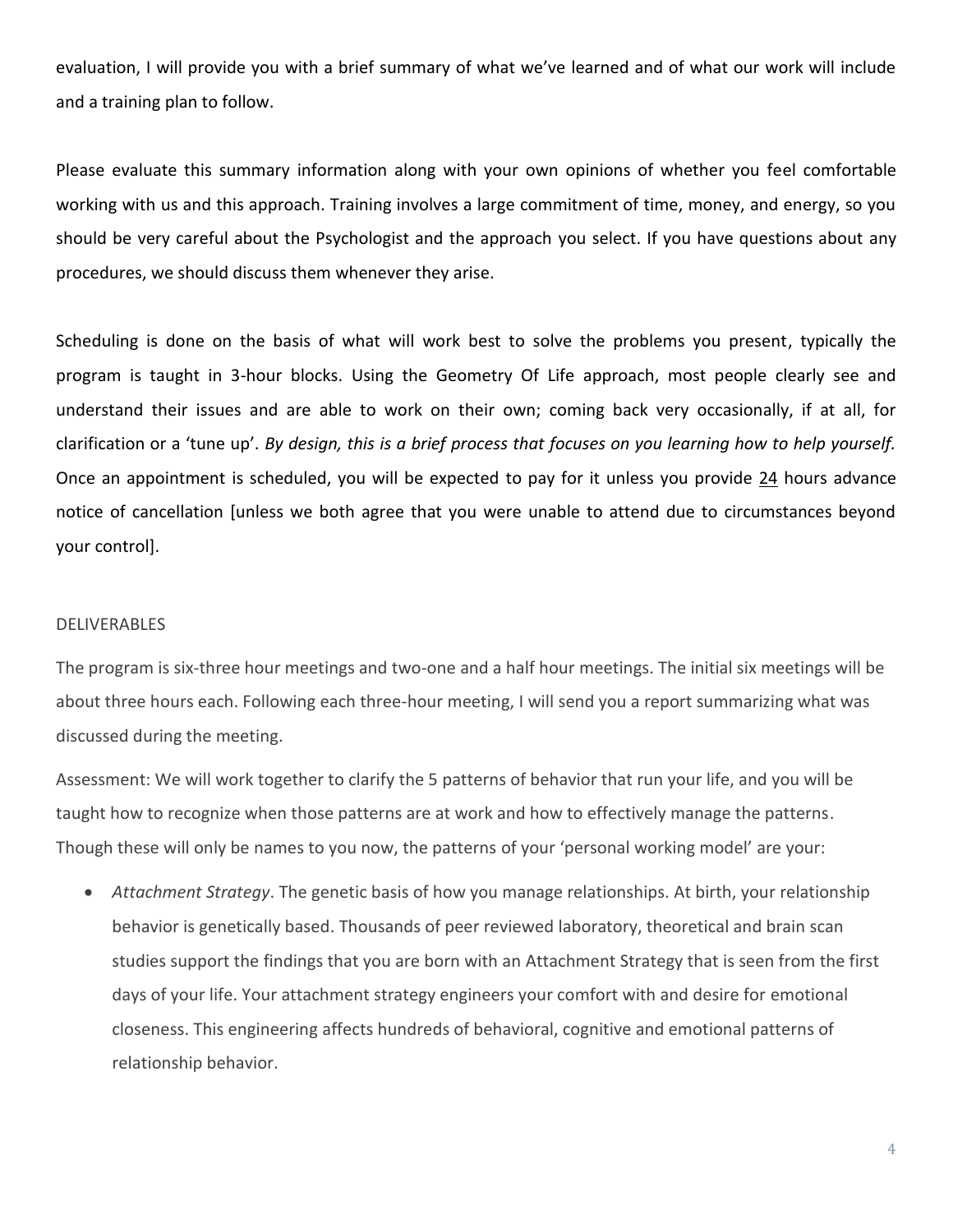evaluation, I will provide you with a brief summary of what we've learned and of what our work will include and a training plan to follow.

Please evaluate this summary information along with your own opinions of whether you feel comfortable working with us and this approach. Training involves a large commitment of time, money, and energy, so you should be very careful about the Psychologist and the approach you select. If you have questions about any procedures, we should discuss them whenever they arise.

Scheduling is done on the basis of what will work best to solve the problems you present, typically the program is taught in 3-hour blocks. Using the Geometry Of Life approach, most people clearly see and understand their issues and are able to work on their own; coming back very occasionally, if at all, for clarification or a 'tune up'. *By design, this is a brief process that focuses on you learning how to help yourself.* Once an appointment is scheduled, you will be expected to pay for it unless you provide <u>24</u> hours advance notice of cancellation [unless we both agree that you were unable to attend due to circumstances beyond your control].

DELIVERABLES

The program is six-three hour meetings and two-one and a half hour meetings. The initial six meetings will be about three hours each. Following each three-hour meeting, I will send you a report summarizing what was discussed during the meeting.

Assessment: We will work together to clarify the 5 patterns of behavior that run your life, and you will be taught how to recognize when those patterns are at work and how to effectively manage the patterns. Though these will only be names to you now, the patterns of your 'personal working model' are your:

- *Attachment Strategy*. The genetic basis of how you manage relationships. At birth, your relationship behavior is genetically based. Thousands of peer reviewed laboratory, theoretical and brain scan studies support the findings that you are born with an Attachment Strategy that is seen from the first days of your life. Your attachment strategy engineers your comfort with and desire for emotional closeness. This engineering affects hundreds of behavioral, cognitive and emotional patterns of relationship behavior.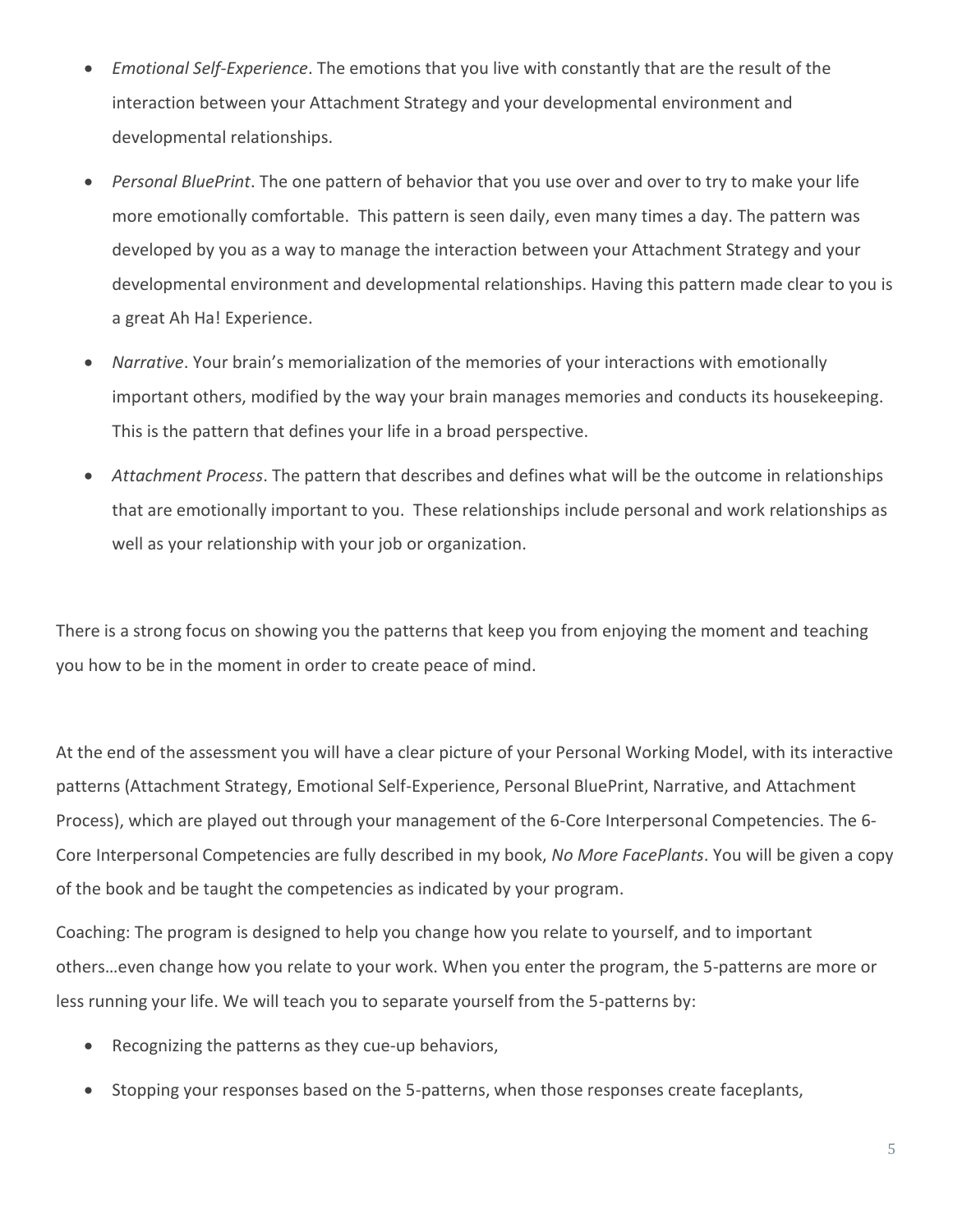- *Emotional Self-Experience*. The emotions that you live with constantly that are the result of the interaction between your Attachment Strategy and your developmental environment and developmental relationships.
- *Personal BluePrint*. The one pattern of behavior that you use over and over to try to make your life more emotionally comfortable. This pattern is seen daily, even many times a day. The pattern was developed by you as a way to manage the interaction between your Attachment Strategy and your developmental environment and developmental relationships. Having this pattern made clear to you is a great Ah Ha! Experience.
- *Narrative*. Your brain's memorialization of the memories of your interactions with emotionally important others, modified by the way your brain manages memories and conducts its housekeeping. This is the pattern that defines your life in a broad perspective.
- *Attachment Process*. The pattern that describes and defines what will be the outcome in relationships that are emotionally important to you. These relationships include personal and work relationships as well as your relationship with your job or organization.

There is a strong focus on showing you the patterns that keep you from enjoying the moment and teaching you how to be in the moment in order to create peace of mind.

At the end of the assessment you will have a clear picture of your Personal Working Model, with its interactive patterns (Attachment Strategy, Emotional Self-Experience, Personal BluePrint, Narrative, and Attachment Process), which are played out through your management of the 6-Core Interpersonal Competencies. The 6-Core Interpersonal Competencies are fully described in my book, *No More FacePlants*. You will be given a copy of the book and be taught the competencies as indicated by your program.

Coaching: The program is designed to help you change how you relate to yourself, and to important others…even change how you relate to your work. When you enter the program, the 5-patterns are more or less running your life. We will teach you to separate yourself from the 5-patterns by:

- Recognizing the patterns as they cue-up behaviors,
- Stopping your responses based on the 5-patterns, when those responses create faceplants,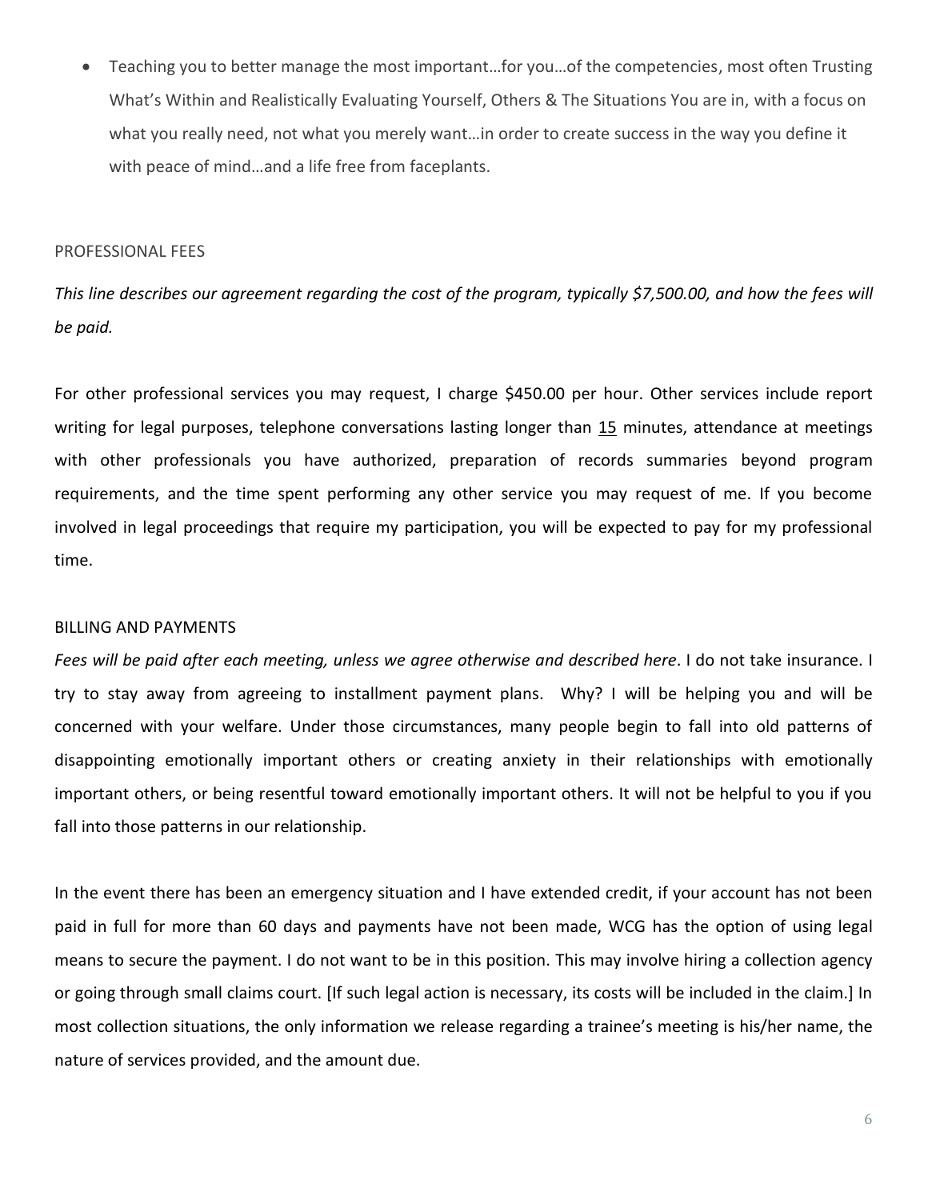- Teaching you to better manage the most important…for you…of the competencies, most often Trusting What's Within and Realistically Evaluating Yourself, Others & The Situations You are in, with a focus on what you really need, not what you merely want…in order to create success in the way you define it with peace of mind…and a life free from faceplants.

PROFESSIONAL FEES

*This line describes our agreement regarding the cost of the program, typically $7,500.00, and how the fees will be paid.*

For other professional services you may request, I charge $450.00 per hour. Other services include report writing for legal purposes, telephone conversations lasting longer than 15 minutes, attendance at meetings with other professionals you have authorized, preparation of records summaries beyond program requirements, and the time spent performing any other service you may request of me. If you become involved in legal proceedings that require my participation, you will be expected to pay for my professional time.

BILLING AND PAYMENTS

*Fees will be paid after each meeting, unless we agree otherwise and described here*. I do not take insurance. I try to stay away from agreeing to installment payment plans. Why? I will be helping you and will be concerned with your welfare. Under those circumstances, many people begin to fall into old patterns of disappointing emotionally important others or creating anxiety in their relationships with emotionally important others, or being resentful toward emotionally important others. It will not be helpful to you if you fall into those patterns in our relationship.

In the event there has been an emergency situation and I have extended credit, if your account has not been paid in full for more than 60 days and payments have not been made, WCG has the option of using legal means to secure the payment. I do not want to be in this position. This may involve hiring a collection agency or going through small claims court. [If such legal action is necessary, its costs will be included in the claim.] In most collection situations, the only information we release regarding a trainee's meeting is his/her name, the nature of services provided, and the amount due.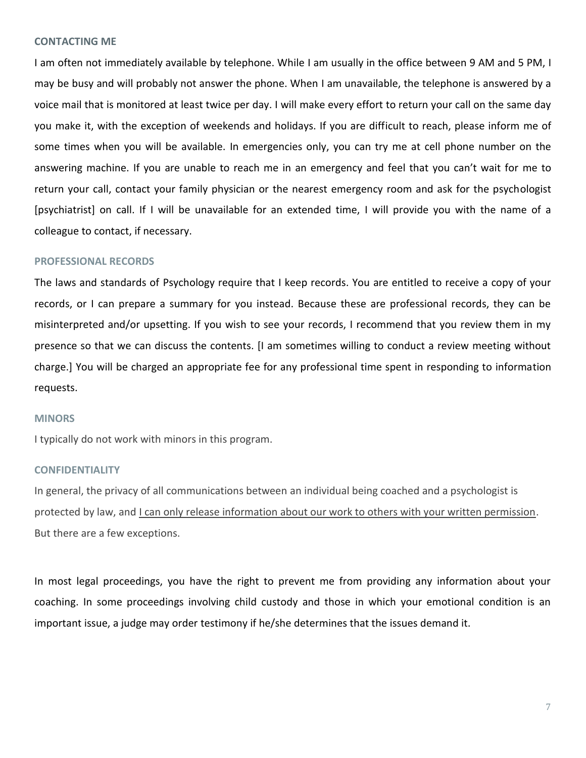### CONTACTING ME

I am often not immediately available by telephone. While I am usually in the office between 9 AM and 5 PM, I may be busy and will probably not answer the phone. When I am unavailable, the telephone is answered by a voice mail that is monitored at least twice per day. I will make every effort to return your call on the same day you make it, with the exception of weekends and holidays. If you are difficult to reach, please inform me of some times when you will be available. In emergencies only, you can try me at cell phone number on the answering machine. If you are unable to reach me in an emergency and feel that you can't wait for me to return your call, contact your family physician or the nearest emergency room and ask for the psychologist [psychiatrist] on call. If I will be unavailable for an extended time, I will provide you with the name of a colleague to contact, if necessary.

### PROFESSIONAL RECORDS

The laws and standards of Psychology require that I keep records. You are entitled to receive a copy of your records, or I can prepare a summary for you instead. Because these are professional records, they can be misinterpreted and/or upsetting. If you wish to see your records, I recommend that you review them in my presence so that we can discuss the contents. [I am sometimes willing to conduct a review meeting without charge.] You will be charged an appropriate fee for any professional time spent in responding to information requests.

### MINORS

I typically do not work with minors in this program.

### CONFIDENTIALITY

In general, the privacy of all communications between an individual being coached and a psychologist is protected by law, and <u>I can only release information about our work to others with your written permission</u>. But there are a few exceptions.

In most legal proceedings, you have the right to prevent me from providing any information about your coaching. In some proceedings involving child custody and those in which your emotional condition is an important issue, a judge may order testimony if he/she determines that the issues demand it.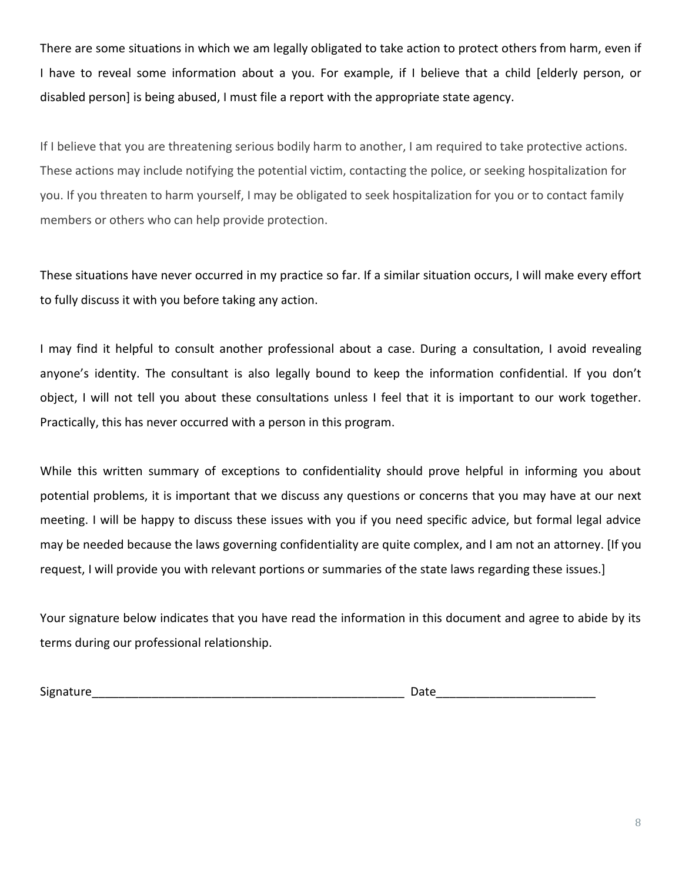There are some situations in which we am legally obligated to take action to protect others from harm, even if I have to reveal some information about a you. For example, if I believe that a child [elderly person, or disabled person] is being abused, I must file a report with the appropriate state agency.

If I believe that you are threatening serious bodily harm to another, I am required to take protective actions. These actions may include notifying the potential victim, contacting the police, or seeking hospitalization for you. If you threaten to harm yourself, I may be obligated to seek hospitalization for you or to contact family members or others who can help provide protection.

These situations have never occurred in my practice so far. If a similar situation occurs, I will make every effort to fully discuss it with you before taking any action.

I may find it helpful to consult another professional about a case. During a consultation, I avoid revealing anyone's identity. The consultant is also legally bound to keep the information confidential. If you don't object, I will not tell you about these consultations unless I feel that it is important to our work together. Practically, this has never occurred with a person in this program.

While this written summary of exceptions to confidentiality should prove helpful in informing you about potential problems, it is important that we discuss any questions or concerns that you may have at our next meeting. I will be happy to discuss these issues with you if you need specific advice, but formal legal advice may be needed because the laws governing confidentiality are quite complex, and I am not an attorney. [If you request, I will provide you with relevant portions or summaries of the state laws regarding these issues.]

Your signature below indicates that you have read the information in this document and agree to abide by its terms during our professional relationship.

Signature_______________________________________________ Date_______________________